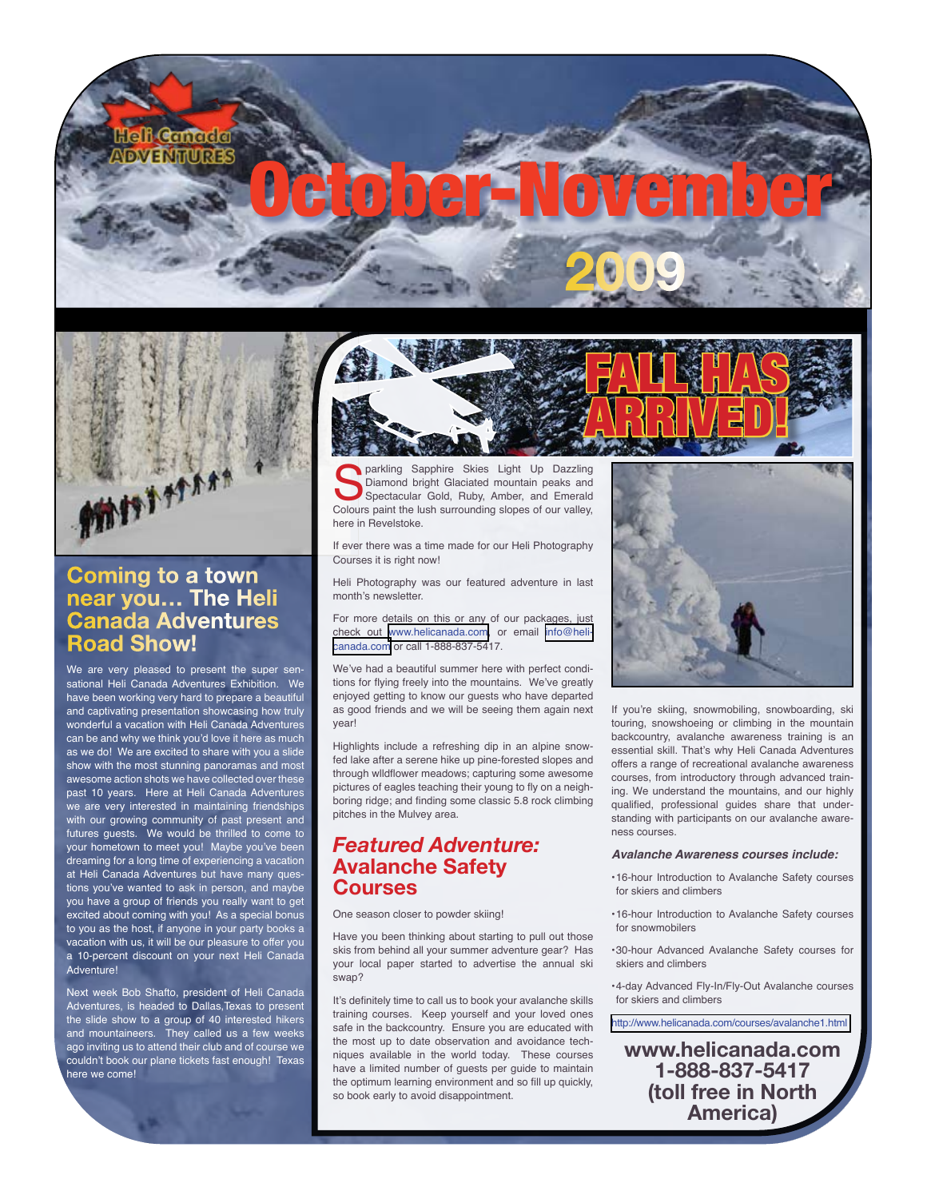Heli Canada ADVENTURES

# October-November 2009

## Coming to a town near you… The Heli Canada Adventures Road Show!

We are very pleased to present the super sensational Heli Canada Adventures Exhibition. We have been working very hard to prepare a beautiful and captivating presentation showcasing how truly wonderful a vacation with Heli Canada Adventures can be and why we think you'd love it here as much as we do! We are excited to share with you a slide show with the most stunning panoramas and most awesome action shots we have collected over these past 10 years. Here at Heli Canada Adventures we are very interested in maintaining friendships with our growing community of past present and futures guests. We would be thrilled to come to your hometown to meet you! Maybe you've been dreaming for a long time of experiencing a vacation at Heli Canada Adventures but have many questions you've wanted to ask in person, and maybe you have a group of friends you really want to get excited about coming with you! As a special bonus to you as the host, if anyone in your party books a vacation with us, it will be our pleasure to offer you a 10-percent discount on your next Heli Canada Adventure!

Next week Bob Shafto, president of Heli Canada Adventures, is headed to Dallas,Texas to present the slide show to a group of 40 interested hikers and mountaineers. They called us a few weeks ago inviting us to attend their club and of course we couldn't book our plane tickets fast enough! Texas here we come!

## FALL HAS ARRIVED!

Sparkling Sapphire Skies Light Up Dazzling Diamond bright Glaciated mountain peaks and Spectacular Gold, Ruby, Amber, and Emerald Colours paint the lush surrounding slopes of our valley, here in Revelstoke.

If ever there was a time made for our Heli Photography Courses it is right now!

Heli Photography was our featured adventure in last month's newsletter.

For more details on this or any of our packages, just check out www.helicanada.com or email info@helicanada.com or call 1-888-837-5417.

We've had a beautiful summer here with perfect conditions for flying freely into the mountains. We've greatly enjoyed getting to know our guests who have departed as good friends and we will be seeing them again next year!

Highlights include a refreshing dip in an alpine snow-fed lake after a serene hike up pine-forested slopes and through wildflower meadows; capturing some awesome pictures of eagles teaching their young to fly on a neighboring ridge; and finding some classic 5.8 rock climbing pitches in the Mulvey area.

## *Featured Adventure:* Avalanche Safety Courses

One season closer to powder skiing!

Have you been thinking about starting to pull out those skis from behind all your summer adventure gear? Has your local paper started to advertise the annual ski swap?

It's definitely time to call us to book your avalanche skills training courses. Keep yourself and your loved ones safe in the backcountry. Ensure you are educated with the most up to date observation and avoidance techniques available in the world today. These courses have a limited number of guests per guide to maintain the optimum learning environment and so fill up quickly, so book early to avoid disappointment.

If you're skiing, snowmobiling, snowboarding, ski touring, snowshoeing or climbing in the mountain backcountry, avalanche awareness training is an essential skill. That's why Heli Canada Adventures offers a range of recreational avalanche awareness courses, from introductory through advanced training. We understand the mountains, and our highly qualified, professional guides share that understanding with participants on our avalanche awareness courses.

***Avalanche Awareness courses include:***

- 16-hour Introduction to Avalanche Safety courses for skiers and climbers
- 16-hour Introduction to Avalanche Safety courses for snowmobilers
- 30-hour Advanced Avalanche Safety courses for skiers and climbers
- 4-day Advanced Fly-In/Fly-Out Avalanche courses for skiers and climbers

http://www.helicanada.com/courses/avalanche1.html

**www.helicanada.com**
**1-888-837-5417**
**(toll free in North America)**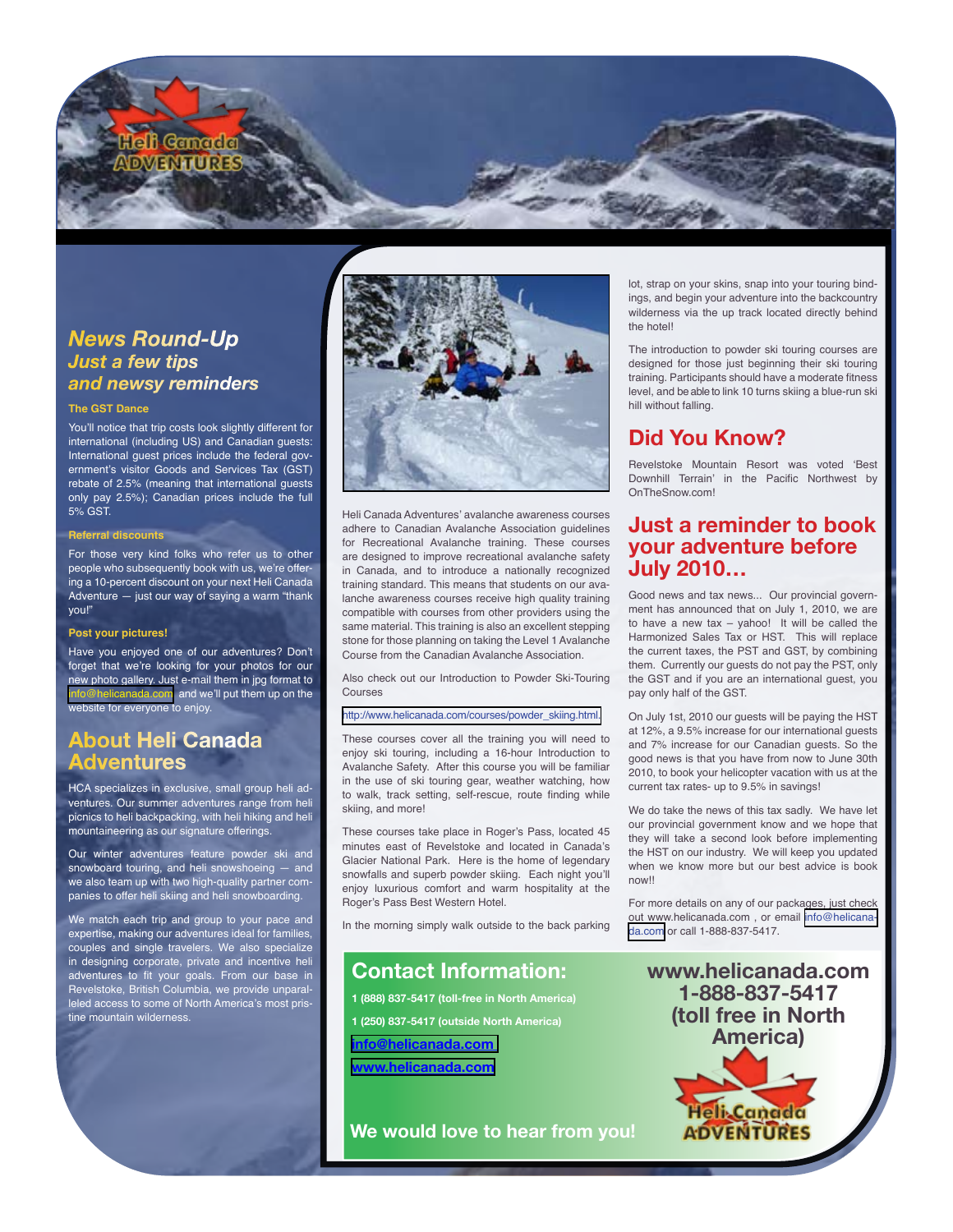## News Round-Up

### *Just a few tips and newsy reminders*

**The GST Dance**

You'll notice that trip costs look slightly different for international (including US) and Canadian guests: International guest prices include the federal government's visitor Goods and Services Tax (GST) rebate of 2.5% (meaning that international guests only pay 2.5%); Canadian prices include the full 5% GST.

**Referral discounts**

For those very kind folks who refer us to other people who subsequently book with us, we're offering a 10-percent discount on your next Heli Canada Adventure — just our way of saying a warm "thank you!"

**Post your pictures!**

Have you enjoyed one of our adventures? Don't forget that we're looking for your photos for our new photo gallery. Just e-mail them in jpg format to info@helicanada.com and we'll put them up on the website for everyone to enjoy.

## About Heli Canada Adventures

HCA specializes in exclusive, small group heli adventures. Our summer adventures range from heli picnics to heli backpacking, with heli hiking and heli mountaineering as our signature offerings.

Our winter adventures feature powder ski and snowboard touring, and heli snowshoeing — and we also team up with two high-quality partner companies to offer heli skiing and heli snowboarding.

We match each trip and group to your pace and expertise, making our adventures ideal for families, couples and single travelers. We also specialize in designing corporate, private and incentive heli adventures to fit your goals. From our base in Revelstoke, British Columbia, we provide unparalleled access to some of North America's most pristine mountain wilderness.

Heli Canada Adventures' avalanche awareness courses adhere to Canadian Avalanche Association guidelines for Recreational Avalanche training. These courses are designed to improve recreational avalanche safety in Canada, and to introduce a nationally recognized training standard. This means that students on our avalanche awareness courses receive high quality training compatible with courses from other providers using the same material. This training is also an excellent stepping stone for those planning on taking the Level 1 Avalanche Course from the Canadian Avalanche Association.

Also check out our Introduction to Powder Ski-Touring Courses

http://www.helicanada.com/courses/powder_skiing.html

These courses cover all the training you will need to enjoy ski touring, including a 16-hour Introduction to Avalanche Safety. After this course you will be familiar in the use of ski touring gear, weather watching, how to walk, track setting, self-rescue, route finding while skiing, and more!

These courses take place in Roger's Pass, located 45 minutes east of Revelstoke and located in Canada's Glacier National Park. Here is the home of legendary snowfalls and superb powder skiing. Each night you'll enjoy luxurious comfort and warm hospitality at the Roger's Pass Best Western Hotel.

In the morning simply walk outside to the back parking lot, strap on your skins, snap into your touring bindings, and begin your adventure into the backcountry wilderness via the up track located directly behind the hotel!

The introduction to powder ski touring courses are designed for those just beginning their ski touring training. Participants should have a moderate fitness level, and be able to link 10 turns skiing a blue-run ski hill without falling.

## Did You Know?

Revelstoke Mountain Resort was voted 'Best Downhill Terrain' in the Pacific Northwest by OnTheSnow.com!

## Just a reminder to book your adventure before July 2010...

Good news and tax news... Our provincial government has announced that on July 1, 2010, we are to have a new tax – yahoo! It will be called the Harmonized Sales Tax or HST. This will replace the current taxes, the PST and GST, by combining them. Currently our guests do not pay the PST, only the GST and if you are an international guest, you pay only half of the GST.

On July 1st, 2010 our guests will be paying the HST at 12%, a 9.5% increase for our international guests and 7% increase for our Canadian guests. So the good news is that you have from now to June 30th 2010, to book your helicopter vacation with us at the current tax rates- up to 9.5% in savings!

We do take the news of this tax sadly. We have let our provincial government know and we hope that they will take a second look before implementing the HST on our industry. We will keep you updated when we know more but our best advice is book now!!

For more details on any of our packages, just check out www.helicanada.com , or email info@helicanada.com or call 1-888-837-5417.

## Contact Information:

**1 (888) 837-5417 (toll-free in North America)**

**1 (250) 837-5417 (outside North America)**

**info@helicanada.com**

**www.helicanada.com**

**We would love to hear from you!**

**www.helicanada.com**
**1-888-837-5417**
**(toll free in North America)**